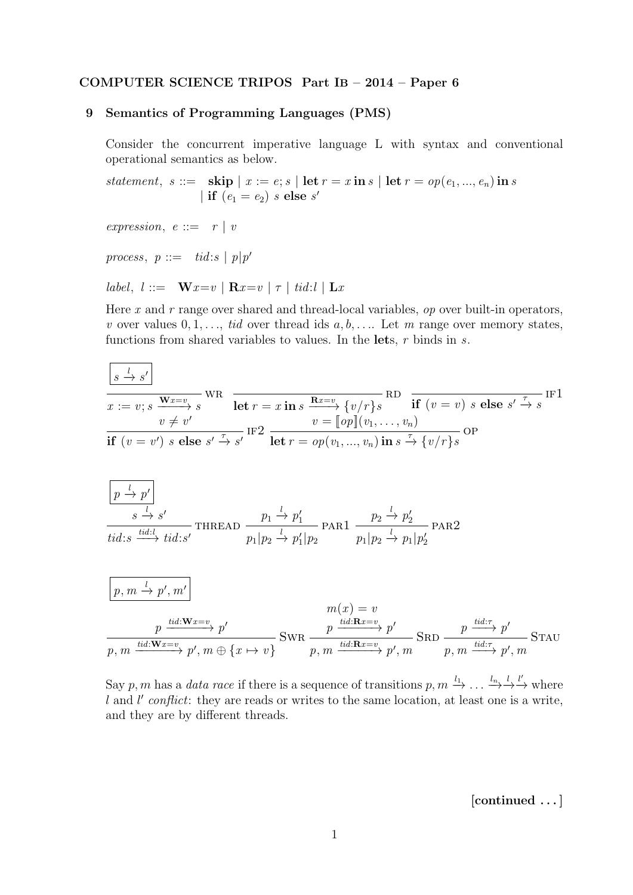COMPUTER SCIENCE TRIPOS Part IB – 2014 – Paper 6

## 9 Semantics of Programming Languages (PMS)

Consider the concurrent imperative language L with syntax and conventional operational semantics as below.

$$\begin{array}{lrl} \textit{statement},\ s & ::= & \textbf{skip} \mid x := e; s \mid \textbf{let}\ r = x\ \textbf{in}\ s \mid \textbf{let}\ r = op(e_1, ..., e_n)\ \textbf{in}\ s \\ & \mid & \textbf{if}\ (e_1 = e_2)\ s\ \textbf{else}\ s' \end{array}$$

$$\textit{expression},\ e ::= \ r \mid v$$

$$\textit{process},\ p ::= \ tid{:}s \mid p|p'$$

$$\textit{label},\ l ::= \ \mathbf{W}x{=}v \mid \mathbf{R}x{=}v \mid \tau \mid tid{:}l \mid \mathbf{L}x$$

Here $x$ and $r$ range over shared and thread-local variables, $op$ over built-in operators, $v$ over values $0, 1, \ldots$, $tid$ over thread ids $a, b, \ldots$. Let $m$ range over memory states, functions from shared variables to values. In the **let**s, $r$ binds in $s$.

$\boxed{s \xrightarrow{l} s'}$

$$\frac{}{x := v; s \xrightarrow{\mathbf{W}x=v} s}\ \text{WR} \qquad \frac{}{\textbf{let}\ r = x\ \textbf{in}\ s \xrightarrow{\mathbf{R}x=v} \{v/r\}s}\ \text{RD} \qquad \frac{}{\textbf{if}\ (v = v)\ s\ \textbf{else}\ s' \xrightarrow{\tau} s}\ \text{IF1}$$

$$\frac{v \neq v'}{\textbf{if}\ (v = v')\ s\ \textbf{else}\ s' \xrightarrow{\tau} s'}\ \text{IF2} \qquad \frac{v = [\![op]\!](v_1, \ldots, v_n)}{\textbf{let}\ r = op(v_1, ..., v_n)\ \textbf{in}\ s \xrightarrow{\tau} \{v/r\}s}\ \text{OP}$$

$\boxed{p \xrightarrow{l} p'}$

$$\frac{s \xrightarrow{l} s'}{tid{:}s \xrightarrow{tid:l} tid{:}s'}\ \text{THREAD} \qquad \frac{p_1 \xrightarrow{l} p_1'}{p_1|p_2 \xrightarrow{l} p_1'|p_2}\ \text{PAR1} \qquad \frac{p_2 \xrightarrow{l} p_2'}{p_1|p_2 \xrightarrow{l} p_1|p_2'}\ \text{PAR2}$$

$\boxed{p, m \xrightarrow{l} p', m'}$

$$\frac{p \xrightarrow{tid:\mathbf{W}x=v} p'}{p, m \xrightarrow{tid:\mathbf{W}x=v} p', m \oplus \{x \mapsto v\}}\ \text{SWR} \qquad \frac{\begin{array}{c} m(x) = v \\ p \xrightarrow{tid:\mathbf{R}x=v} p' \end{array}}{p, m \xrightarrow{tid:\mathbf{R}x=v} p', m}\ \text{SRD} \qquad \frac{p \xrightarrow{tid:\tau} p'}{p, m \xrightarrow{tid:\tau} p', m}\ \text{STAU}$$

Say $p, m$ has a *data race* if there is a sequence of transitions $p, m \xrightarrow{l_1} \ldots \xrightarrow{l_n}\xrightarrow{l}\xrightarrow{l'}$ where $l$ and $l'$ *conflict*: they are reads or writes to the same location, at least one is a write, and they are by different threads.

**[continued . . . ]**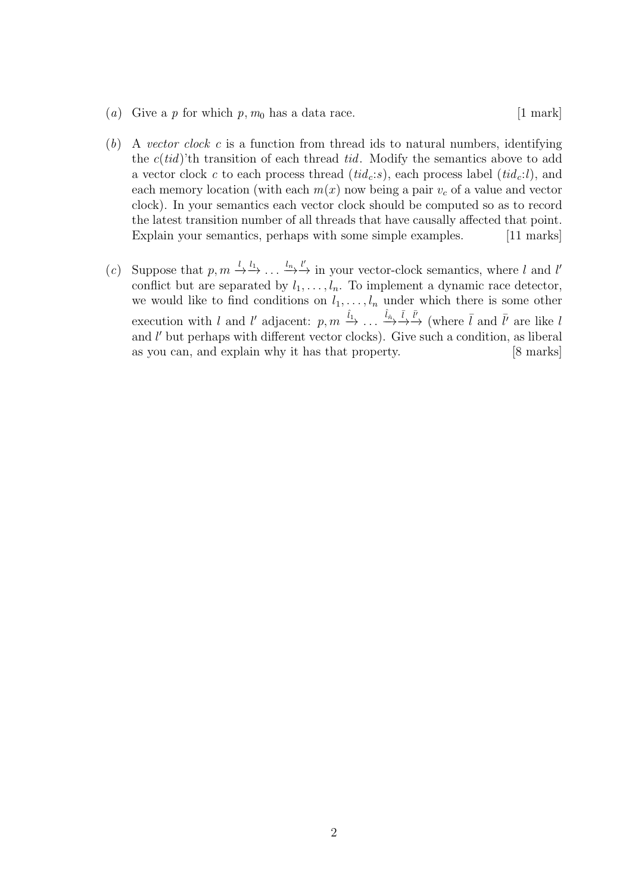(*a*) Give a $p$ for which $p, m_0$ has a data race. [1 mark]

(*b*) A *vector clock* $c$ is a function from thread ids to natural numbers, identifying the $c(tid)$'th transition of each thread $tid$. Modify the semantics above to add a vector clock $c$ to each process thread $(tid_c{:}s)$, each process label $(tid_c{:}l)$, and each memory location (with each $m(x)$ now being a pair $v_c$ of a value and vector clock). In your semantics each vector clock should be computed so as to record the latest transition number of all threads that have causally affected that point. Explain your semantics, perhaps with some simple examples. [11 marks]

(*c*) Suppose that $p, m \xrightarrow{l} \xrightarrow{l_1} \ldots \xrightarrow{l_n} \xrightarrow{l'}$ in your vector-clock semantics, where $l$ and $l'$ conflict but are separated by $l_1, \ldots, l_n$. To implement a dynamic race detector, we would like to find conditions on $l_1, \ldots, l_n$ under which there is some other execution with $l$ and $l'$ adjacent: $p, m \xrightarrow{\hat{l}_1} \ldots \xrightarrow{\hat{l}_{\hat{n}}} \xrightarrow{\bar{l}} \xrightarrow{\bar{l}'}$ (where $\bar{l}$ and $\bar{l}'$ are like $l$ and $l'$ but perhaps with different vector clocks). Give such a condition, as liberal as you can, and explain why it has that property. [8 marks]